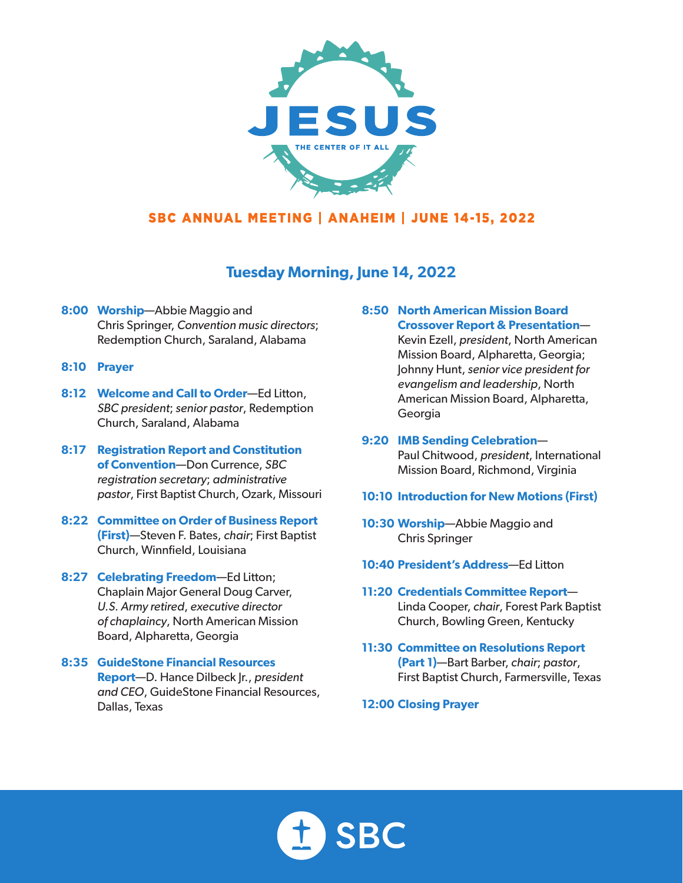# JESUS

THE CENTER OF IT ALL

**SBC ANNUAL MEETING | ANAHEIM | JUNE 14-15, 2022**

## Tuesday Morning, June 14, 2022

**8:00 Worship**—Abbie Maggio and Chris Springer, *Convention music directors*; Redemption Church, Saraland, Alabama

**8:10 Prayer**

**8:12 Welcome and Call to Order**—Ed Litton, *SBC president*; *senior pastor*, Redemption Church, Saraland, Alabama

**8:17 Registration Report and Constitution of Convention**—Don Currence, *SBC registration secretary*; *administrative pastor*, First Baptist Church, Ozark, Missouri

**8:22 Committee on Order of Business Report (First)**—Steven F. Bates, *chair*; First Baptist Church, Winnfield, Louisiana

**8:27 Celebrating Freedom**—Ed Litton; Chaplain Major General Doug Carver, *U.S. Army retired*, *executive director of chaplaincy*, North American Mission Board, Alpharetta, Georgia

**8:35 GuideStone Financial Resources Report**—D. Hance Dilbeck Jr., *president and CEO*, GuideStone Financial Resources, Dallas, Texas

**8:50 North American Mission Board Crossover Report & Presentation**—Kevin Ezell, *president*, North American Mission Board, Alpharetta, Georgia; Johnny Hunt, *senior vice president for evangelism and leadership*, North American Mission Board, Alpharetta, Georgia

**9:20 IMB Sending Celebration**—Paul Chitwood, *president*, International Mission Board, Richmond, Virginia

**10:10 Introduction for New Motions (First)**

**10:30 Worship**—Abbie Maggio and Chris Springer

**10:40 President's Address**—Ed Litton

**11:20 Credentials Committee Report**—Linda Cooper, *chair*, Forest Park Baptist Church, Bowling Green, Kentucky

**11:30 Committee on Resolutions Report (Part 1)**—Bart Barber, *chair*; *pastor*, First Baptist Church, Farmersville, Texas

**12:00 Closing Prayer**

SBC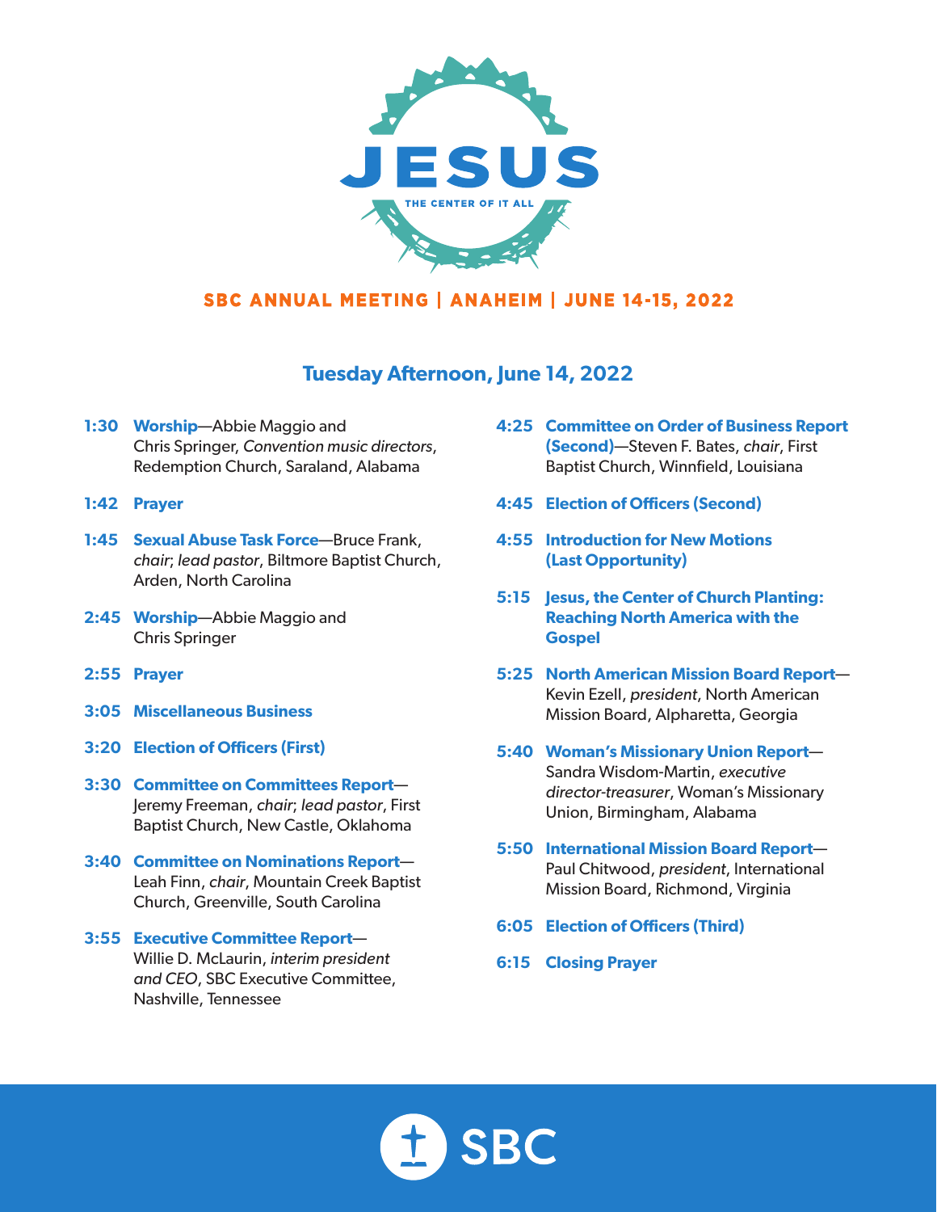# JESUS

THE CENTER OF IT ALL

**SBC ANNUAL MEETING | ANAHEIM | JUNE 14-15, 2022**

## Tuesday Afternoon, June 14, 2022

**1:30 Worship**—Abbie Maggio and Chris Springer, *Convention music directors*, Redemption Church, Saraland, Alabama

**1:42 Prayer**

**1:45 Sexual Abuse Task Force**—Bruce Frank, *chair*; *lead pastor*, Biltmore Baptist Church, Arden, North Carolina

**2:45 Worship**—Abbie Maggio and Chris Springer

**2:55 Prayer**

**3:05 Miscellaneous Business**

**3:20 Election of Officers (First)**

**3:30 Committee on Committees Report**—Jeremy Freeman, *chair*; *lead pastor*, First Baptist Church, New Castle, Oklahoma

**3:40 Committee on Nominations Report**—Leah Finn, *chair*, Mountain Creek Baptist Church, Greenville, South Carolina

**3:55 Executive Committee Report**—Willie D. McLaurin, *interim president and CEO*, SBC Executive Committee, Nashville, Tennessee

**4:25 Committee on Order of Business Report (Second)**—Steven F. Bates, *chair*, First Baptist Church, Winnfield, Louisiana

**4:45 Election of Officers (Second)**

**4:55 Introduction for New Motions (Last Opportunity)**

**5:15 Jesus, the Center of Church Planting: Reaching North America with the Gospel**

**5:25 North American Mission Board Report**—Kevin Ezell, *president*, North American Mission Board, Alpharetta, Georgia

**5:40 Woman's Missionary Union Report**—Sandra Wisdom-Martin, *executive director-treasurer*, Woman's Missionary Union, Birmingham, Alabama

**5:50 International Mission Board Report**—Paul Chitwood, *president*, International Mission Board, Richmond, Virginia

**6:05 Election of Officers (Third)**

**6:15 Closing Prayer**

SBC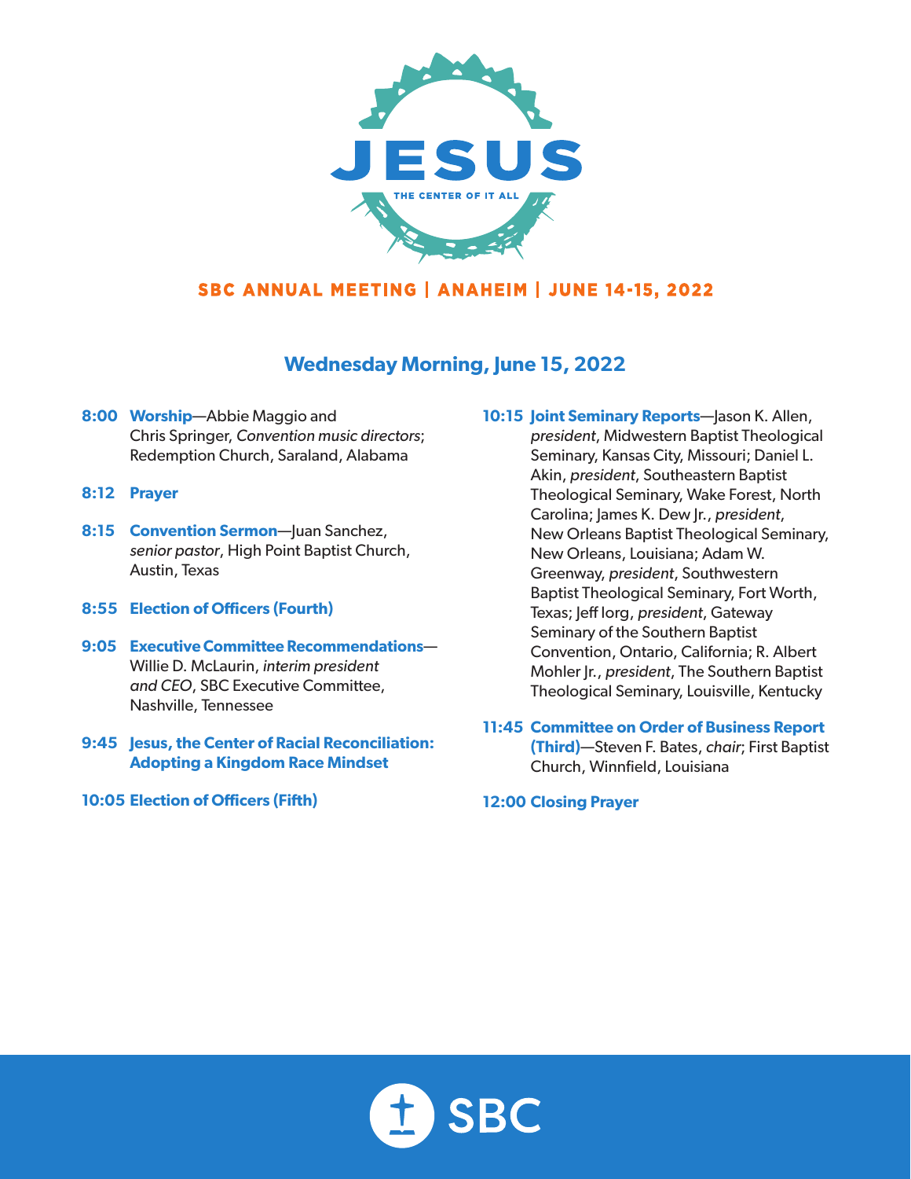# JESUS

THE CENTER OF IT ALL

**SBC ANNUAL MEETING | ANAHEIM | JUNE 14-15, 2022**

## Wednesday Morning, June 15, 2022

**8:00 Worship**—Abbie Maggio and Chris Springer, *Convention music directors*; Redemption Church, Saraland, Alabama

**8:12 Prayer**

**8:15 Convention Sermon**—Juan Sanchez, *senior pastor*, High Point Baptist Church, Austin, Texas

**8:55 Election of Officers (Fourth)**

**9:05 Executive Committee Recommendations**—Willie D. McLaurin, *interim president and CEO*, SBC Executive Committee, Nashville, Tennessee

**9:45 Jesus, the Center of Racial Reconciliation: Adopting a Kingdom Race Mindset**

**10:05 Election of Officers (Fifth)**

**10:15 Joint Seminary Reports**—Jason K. Allen, *president*, Midwestern Baptist Theological Seminary, Kansas City, Missouri; Daniel L. Akin, *president*, Southeastern Baptist Theological Seminary, Wake Forest, North Carolina; James K. Dew Jr., *president*, New Orleans Baptist Theological Seminary, New Orleans, Louisiana; Adam W. Greenway, *president*, Southwestern Baptist Theological Seminary, Fort Worth, Texas; Jeff Iorg, *president*, Gateway Seminary of the Southern Baptist Convention, Ontario, California; R. Albert Mohler Jr., *president*, The Southern Baptist Theological Seminary, Louisville, Kentucky

**11:45 Committee on Order of Business Report (Third)**—Steven F. Bates, *chair*; First Baptist Church, Winnfield, Louisiana

**12:00 Closing Prayer**

SBC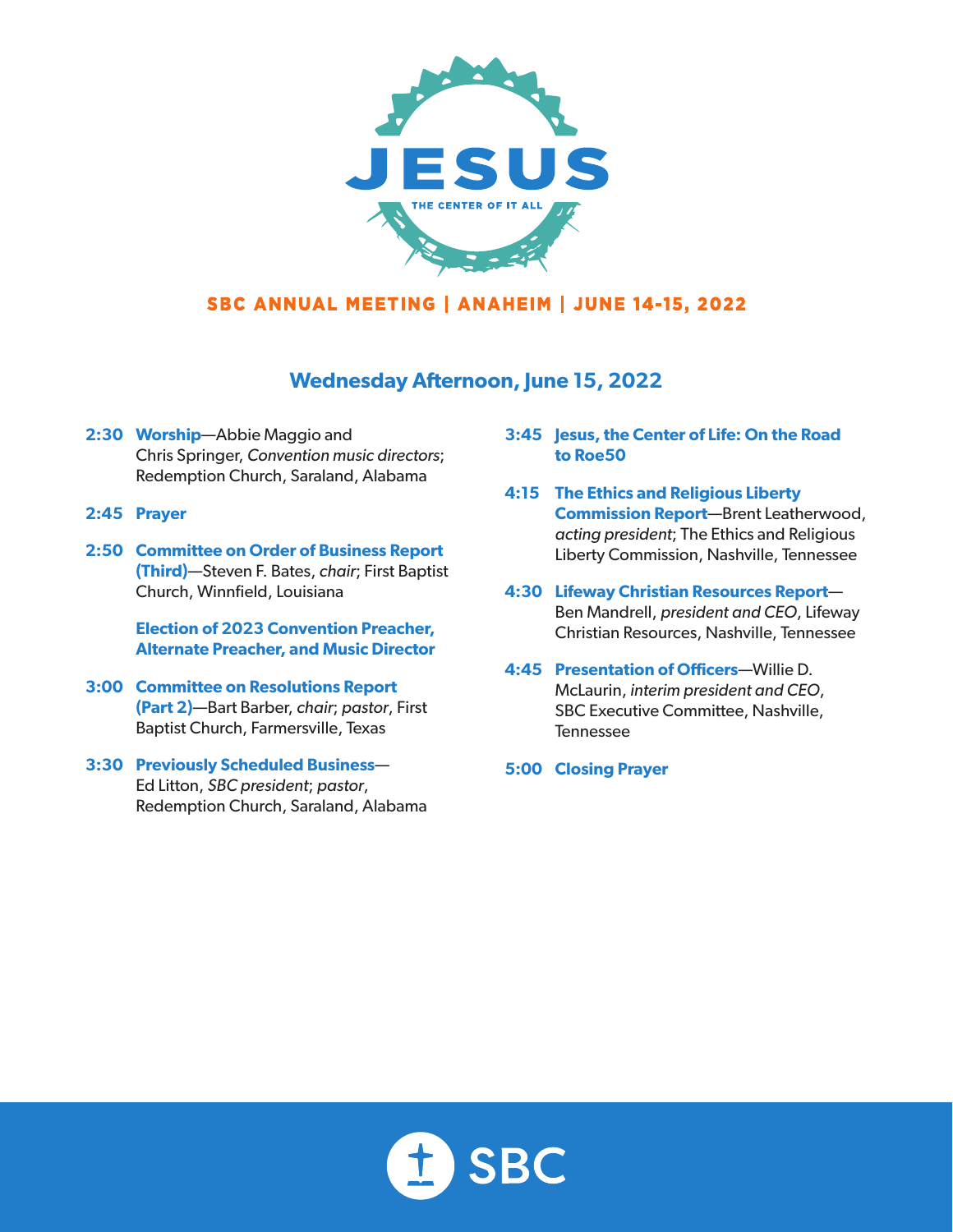JESUS

THE CENTER OF IT ALL

SBC ANNUAL MEETING | ANAHEIM | JUNE 14-15, 2022

## Wednesday Afternoon, June 15, 2022

**2:30 Worship**—Abbie Maggio and Chris Springer, *Convention music directors*; Redemption Church, Saraland, Alabama

**2:45 Prayer**

**2:50 Committee on Order of Business Report (Third)**—Steven F. Bates, *chair*; First Baptist Church, Winnfield, Louisiana

**Election of 2023 Convention Preacher, Alternate Preacher, and Music Director**

**3:00 Committee on Resolutions Report (Part 2)**—Bart Barber, *chair*; *pastor*, First Baptist Church, Farmersville, Texas

**3:30 Previously Scheduled Business**—Ed Litton, *SBC president*; *pastor*, Redemption Church, Saraland, Alabama

**3:45 Jesus, the Center of Life: On the Road to Roe50**

**4:15 The Ethics and Religious Liberty Commission Report**—Brent Leatherwood, *acting president*; The Ethics and Religious Liberty Commission, Nashville, Tennessee

**4:30 Lifeway Christian Resources Report**—Ben Mandrell, *president and CEO*, Lifeway Christian Resources, Nashville, Tennessee

**4:45 Presentation of Officers**—Willie D. McLaurin, *interim president and CEO*, SBC Executive Committee, Nashville, Tennessee

**5:00 Closing Prayer**

SBC